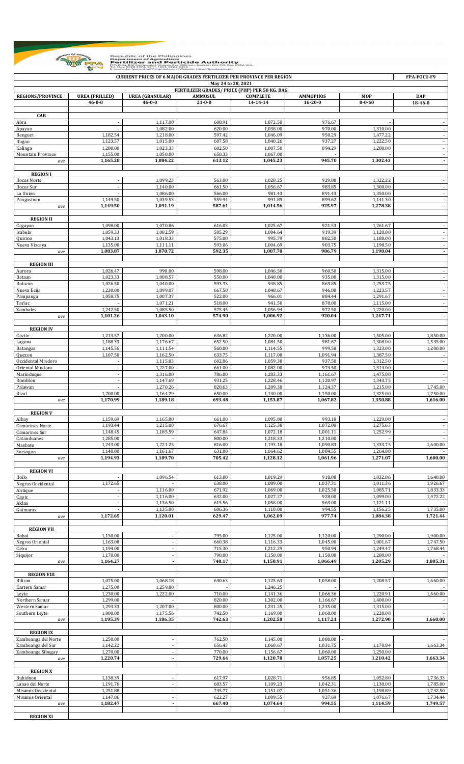Republic of the Philippines
Department of Agriculture
**Fertilizer and Pesticide Authority**
FPA Bldg. BAI Compound, Visayas Ave. Diliman, Quezon City P.O. Box 2582, Q.C.
Tel. Nos. 8920-8573, 8441-1601, 8922-3368
E-mail add: fpacentral77@gmail.com | Website: http://fpa.da.gov.ph

**CURRENT PRICES OF 6 MAJOR GRADES FERTILIZER PER PROVINCE PER REGION** — FPA-FOCU-F9

May 24 to 28, 2021

| | FERTILIZER GRADES/ PRICE (PHP) PER 50 KG. BAG | | | | | | |
|---|---|---|---|---|---|---|---|
| REGIONS/PROVINCE | UREA (PRILLED) 46-0-0 | UREA (GRANULAR) 46-0-0 | AMMOSUL 21-0-0 | COMPLETE 14-14-14 | AMMOPHOS 16-20-0 | MOP 0-0-60 | DAP 18-46-0 |
| **CAR** | | | | | | | |
| Abra | - | 1,117.00 | 600.91 | 1,072.50 | 976.67 | - | - |
| Apayao | - | 1,082.00 | 620.00 | 1,038.00 | 970.00 | 1,310.00 | - |
| Benguet | 1,182.54 | 1,218.00 | 597.42 | 1,046.09 | 950.29 | 1,477.22 | - |
| Ifugao | 1,123.57 | 1,015.00 | 607.58 | 1,040.26 | 937.27 | 1,222.50 | - |
| Kalinga | 1,200.00 | 1,023.33 | 602.50 | 1,007.50 | 894.29 | 1,200.00 | - |
| Mountain Province | 1,155.00 | 1,050.00 | 650.33 | 1,067.00 | - | - | - |
| *ave* | **1,165.28** | **1,084.22** | **613.12** | **1,045.23** | **945.70** | **1,302.43** | **-** |
| **REGION I** | | | | | | | |
| Ilocos Norte | - | 1,099.23 | 563.00 | 1,028.25 | 929.00 | 1,322.22 | - |
| Ilocos Sur | - | 1,140.00 | 661.50 | 1,056.67 | 983.85 | 1,300.00 | - |
| La Union | - | 1,086.00 | 566.00 | 981.43 | 891.43 | 1,350.00 | - |
| Pangasinan | 1,149.50 | 1,039.53 | 559.94 | 991.89 | 899.62 | 1,141.30 | - |
| *ave* | **1,149.50** | **1,091.19** | **587.61** | **1,014.56** | **925.97** | **1,278.38** | **-** |
| **REGION II** | | | | | | | |
| Cagayan | 1,098.00 | 1,070.86 | 616.03 | 1,025.67 | 921.53 | 1,261.67 | - |
| Isabela | 1,059.33 | 1,082.59 | 585.29 | 1,004.64 | 919.39 | 1,120.00 | - |
| Quirino | 1,043.13 | 1,018.33 | 575.00 | 995.79 | 882.50 | 1,180.00 | - |
| Nueva Vizcaya | 1,135.00 | 1,111.11 | 593.06 | 1,004.69 | 903.75 | 1,198.50 | - |
| *ave* | **1,083.87** | **1,070.72** | **592.35** | **1,007.70** | **906.79** | **1,190.04** | **-** |
| **REGION III** | | | | | | | |
| Aurora | 1,026.47 | 990.00 | 598.00 | 1,046.50 | 960.50 | 1,315.00 | - |
| Bataan | 1,023.33 | 1,008.57 | 550.00 | 1,040.00 | 935.00 | 1,315.00 | - |
| Bulacan | 1,026.50 | 1,040.00 | 593.33 | 948.85 | 863.85 | 1,253.75 | - |
| Nueva Ecija | 1,230.00 | 1,099.07 | 667.50 | 1,048.67 | 946.00 | 1,223.57 | - |
| Pampanga | 1,058.75 | 1,007.37 | 522.00 | 966.01 | 884.44 | 1,291.67 | - |
| Tarlac | - | 1,071.21 | 518.00 | 941.50 | 878.00 | 1,115.00 | - |
| Zambales | 1,242.50 | 1,085.50 | 575.45 | 1,056.94 | 972.50 | 1,220.00 | - |
| *ave* | **1,101.26** | **1,043.10** | **574.90** | **1,006.92** | **920.04** | **1,247.71** | **-** |
| **REGION IV** | | | | | | | |
| Cavite | 1,213.57 | 1,200.00 | 636.82 | 1,220.00 | 1,136.00 | 1,505.00 | 1,850.00 |
| Laguna | 1,188.33 | 1,176.67 | 652.50 | 1,084.50 | 981.67 | 1,308.00 | 1,535.00 |
| Batangas | 1,145.56 | 1,111.54 | 560.00 | 1,114.55 | 999.58 | 1,323.00 | 1,200.00 |
| Quezon | 1,107.50 | 1,162.50 | 633.75 | 1,117.08 | 1,091.94 | 1,387.50 | - |
| Occidental Mindoro | - | 1,115.83 | 602.86 | 1,059.38 | 937.50 | 1,312.50 | - |
| Oriental Mindoro | - | 1,227.00 | 661.00 | 1,082.00 | 974.50 | 1,314.00 | - |
| Marinduque | - | 1,316.00 | 786.00 | 1,283.33 | 1,161.67 | 1,475.00 | - |
| Romblon | - | 1,147.69 | 931.25 | 1,228.46 | 1,120.97 | 1,343.75 | - |
| Palawan | - | 1,270.26 | 820.63 | 1,209.38 | 1,124.37 | 1,215.00 | 1,745.00 |
| Rizal | 1,200.00 | 1,164.29 | 650.00 | 1,140.00 | 1,150.00 | 1,325.00 | 1,750.00 |
| *ave* | **1,170.99** | **1,189.18** | **693.48** | **1,153.87** | **1,067.82** | **1,350.88** | **1,616.00** |
| **REGION V** | | | | | | | |
| Albay | 1,159.69 | 1,165.00 | 661.00 | 1,095.00 | 993.18 | 1,229.00 | - |
| Camarines Norte | 1,193.44 | 1,215.00 | 676.67 | 1,125.38 | 1,072.08 | 1,275.63 | - |
| Camarines Sur | 1,148.45 | 1,185.59 | 647.84 | 1,072.18 | 1,001.11 | 1,252.99 | - |
| Catanduanes | 1,285.00 | - | 800.00 | 1,218.33 | 1,210.00 | - | - |
| Masbate | 1,243.00 | 1,221.25 | 816.00 | 1,193.18 | 1,090.83 | 1,333.75 | 1,600.00 |
| Sorsogon | 1,140.00 | 1,161.67 | 631.00 | 1,064.62 | 1,004.55 | 1,264.00 | - |
| *ave* | **1,194.93** | **1,189.70** | **705.42** | **1,128.12** | **1,061.96** | **1,271.07** | **1,600.00** |
| **REGION VI** | | | | | | | |
| Iloilo | - | 1,096.54 | 613.00 | 1,019.29 | 918.08 | 1,032.86 | 1,640.00 |
| Negros Occidental | 1,172.65 | - | 638.00 | 1,089.00 | 1,037.31 | 1,011.36 | 1,926.67 |
| Antique | - | 1,116.00 | 671.92 | 1,069.00 | 1,025.50 | 1,085.71 | 1,833.33 |
| Capiz | - | 1,116.00 | 632.00 | 1,027.27 | 928.00 | 1,099.00 | 1,472.22 |
| Aklan | - | 1,136.50 | 615.56 | 1,058.00 | 963.00 | 1,121.11 | - |
| Guimaras | - | 1,135.00 | 606.36 | 1,110.00 | 994.55 | 1,156.25 | 1,735.00 |
| *ave* | **1,172.65** | **1,120.01** | **629.47** | **1,062.09** | **977.74** | **1,084.38** | **1,721.44** |
| **REGION VII** | | | | | | | |
| Bohol | 1,130.00 | - | 795.00 | 1,125.00 | 1,120.00 | 1,290.00 | 1,900.00 |
| Negros Oriental | 1,163.08 | - | 660.38 | 1,116.33 | 1,045.00 | 1,001.67 | 1,747.50 |
| Cebu | 1,194.00 | - | 715.30 | 1,212.29 | 950.94 | 1,249.47 | 1,768.44 |
| Siquijor | 1,170.00 | - | 790.00 | 1,150.00 | 1,150.00 | 1,280.00 | - |
| *ave* | **1,164.27** | **-** | **740.17** | **1,150.91** | **1,066.49** | **1,205.29** | **1,805.31** |
| **REGION VIII** | | | | | | | |
| Biliran | 1,075.00 | 1,068.18 | 640.63 | 1,125.63 | 1,058.00 | 1,208.57 | 1,660.00 |
| Eastern Samar | 1,275.00 | 1,259.00 | - | 1,246.25 | - | - | - |
| Leyte | 1,230.00 | 1,222.00 | 710.00 | 1,141.36 | 1,066.36 | 1,220.91 | 1,660.00 |
| Northern Samar | 1,299.00 | - | 820.00 | 1,302.00 | 1,166.67 | 1,400.00 | - |
| Western Samar | 1,293.33 | 1,207.00 | 800.00 | 1,231.25 | 1,235.00 | 1,315.00 | - |
| Southern Leyte | 1,000.00 | 1,175.56 | 742.50 | 1,169.00 | 1,060.00 | 1,220.00 | - |
| *ave* | **1,195.39** | **1,186.35** | **742.63** | **1,202.58** | **1,117.21** | **1,272.90** | **1,660.00** |
| **REGION IX** | | | | | | | |
| Zamboanga del Norte | 1,250.00 | - | 762.50 | 1,145.00 | 1,080.00 | - | - |
| Zamboanga del Sur | 1,142.22 | - | 656.43 | 1,060.67 | 1,031.75 | 1,170.84 | 1,663.34 |
| Zamboanga Sibugay | 1,270.00 | - | 770.00 | 1,156.67 | 1,060.00 | 1,250.00 | - |
| *ave* | **1,220.74** | **-** | **729.64** | **1,120.78** | **1,057.25** | **1,210.42** | **1,663.34** |
| **REGION X** | | | | | | | |
| Bukidnon | 1,138.39 | - | 617.97 | 1,028.71 | 956.85 | 1,052.80 | 1,736.33 |
| Lanao del Norte | 1,191.76 | - | 683.57 | 1,109.23 | 1,042.31 | 1,130.00 | 1,785.00 |
| Misamis Occidental | 1,251.88 | - | 745.77 | 1,151.07 | 1,051.36 | 1,198.89 | 1,742.50 |
| Misamis Oriental | 1,147.86 | - | 622.27 | 1,009.55 | 927.69 | 1,076.67 | 1,734.44 |
| *ave* | **1,182.47** | **-** | **667.40** | **1,074.64** | **994.55** | **1,114.59** | **1,749.57** |
| **REGION XI** | | | | | | | |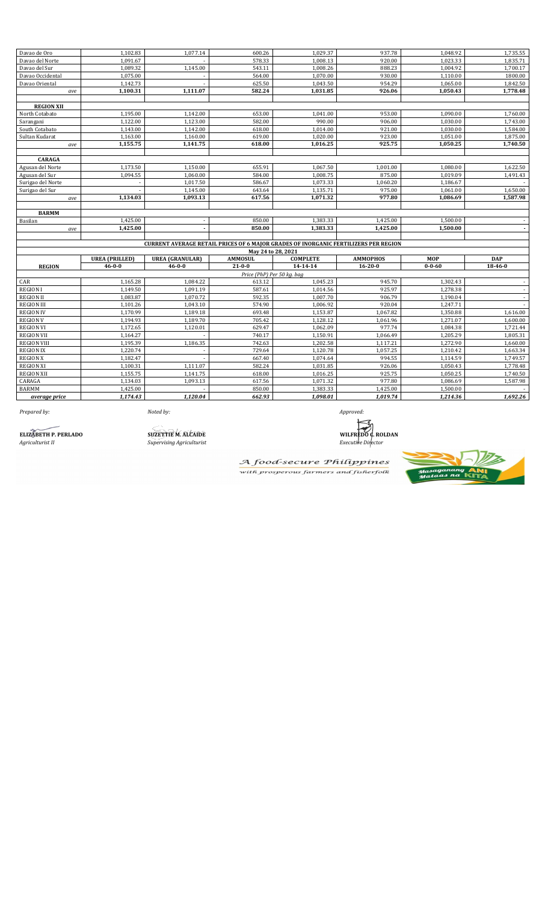| | | | | | | | |
|---|---|---|---|---|---|---|---|
| Davao de Oro | 1,102.83 | 1,077.14 | 600.26 | 1,029.37 | 937.78 | 1,048.92 | 1,735.55 |
| Davao del Norte | 1,091.67 | - | 578.33 | 1,008.13 | 920.00 | 1,023.33 | 1,835.71 |
| Davao del Sur | 1,089.32 | 1,145.00 | 543.11 | 1,008.26 | 888.23 | 1,004.92 | 1,700.17 |
| Davao Occidental | 1,075.00 | - | 564.00 | 1,070.00 | 930.00 | 1,110.00 | 1800.00 |
| Davao Oriental | 1,142.73 | - | 625.50 | 1,043.50 | 954.29 | 1,065.00 | 1,842.50 |
| *ave* | **1,100.31** | **1,111.07** | **582.24** | **1,031.85** | **926.06** | **1,050.43** | **1,778.48** |
| **REGION XII** | | | | | | | |
| North Cotabato | 1,195.00 | 1,142.00 | 653.00 | 1,041.00 | 953.00 | 1,090.00 | 1,760.00 |
| Sarangani | 1,122.00 | 1,123.00 | 582.00 | 990.00 | 906.00 | 1,030.00 | 1,743.00 |
| South Cotabato | 1,143.00 | 1,142.00 | 618.00 | 1,014.00 | 921.00 | 1,030.00 | 1,584.00 |
| Sultan Kudarat | 1,163.00 | 1,160.00 | 619.00 | 1,020.00 | 923.00 | 1,051.00 | 1,875.00 |
| *ave* | **1,155.75** | **1,141.75** | **618.00** | **1,016.25** | **925.75** | **1,050.25** | **1,740.50** |
| **CARAGA** | | | | | | | |
| Agusan del Norte | 1,173.50 | 1,150.00 | 655.91 | 1,067.50 | 1,001.00 | 1,080.00 | 1,622.50 |
| Agusan del Sur | 1,094.55 | 1,060.00 | 584.00 | 1,008.75 | 875.00 | 1,019.09 | 1,491.43 |
| Surigao del Norte | - | 1,017.50 | 586.67 | 1,073.33 | 1,060.20 | 1,186.67 | - |
| Surigao del Sur | - | 1,145.00 | 643.64 | 1,135.71 | 975.00 | 1,061.00 | 1,650.00 |
| *ave* | **1,134.03** | **1,093.13** | **617.56** | **1,071.32** | **977.80** | **1,086.69** | **1,587.98** |
| **BARMM** | | | | | | | |
| Basilan | 1,425.00 | - | 850.00 | 1,383.33 | 1,425.00 | 1,500.00 | - |
| *ave* | **1,425.00** | **-** | **850.00** | **1,383.33** | **1,425.00** | **1,500.00** | **-** |

**CURRENT AVERAGE RETAIL PRICES OF 6 MAJOR GRADES OF INORGANIC FERTILIZERS PER REGION**

**May 24 to 28, 2021**

| **REGION** | **UREA (PRILLED)** 46-0-0 | **UREA (GRANULAR)** 46-0-0 | **AMMOSUL** 21-0-0 | **COMPLETE** 14-14-14 | **AMMOPHOS** 16-20-0 | **MOP** 0-0-60 | **DAP** 18-46-0 |
|---|---|---|---|---|---|---|---|
| | | | | *Price (PhP) Per 50 kg. bag* | | | |
| CAR | 1,165.28 | 1,084.22 | 613.12 | 1,045.23 | 945.70 | 1,302.43 | - |
| REGION I | 1,149.50 | 1,091.19 | 587.61 | 1,014.56 | 925.97 | 1,278.38 | - |
| REGION II | 1,083.87 | 1,070.72 | 592.35 | 1,007.70 | 906.79 | 1,190.04 | - |
| REGION III | 1,101.26 | 1,043.10 | 574.90 | 1,006.92 | 920.04 | 1,247.71 | - |
| REGION IV | 1,170.99 | 1,189.18 | 693.48 | 1,153.87 | 1,067.82 | 1,350.88 | 1,616.00 |
| REGION V | 1,194.93 | 1,189.70 | 705.42 | 1,128.12 | 1,061.96 | 1,271.07 | 1,600.00 |
| REGION VI | 1,172.65 | 1,120.01 | 629.47 | 1,062.09 | 977.74 | 1,084.38 | 1,721.44 |
| REGION VII | 1,164.27 | - | 740.17 | 1,150.91 | 1,066.49 | 1,205.29 | 1,805.31 |
| REGION VIII | 1,195.39 | 1,186.35 | 742.63 | 1,202.58 | 1,117.21 | 1,272.90 | 1,660.00 |
| REGION IX | 1,220.74 | - | 729.64 | 1,120.78 | 1,057.25 | 1,210.42 | 1,663.34 |
| REGION X | 1,182.47 | - | 667.40 | 1,074.64 | 994.55 | 1,114.59 | 1,749.57 |
| REGION XI | 1,100.31 | 1,111.07 | 582.24 | 1,031.85 | 926.06 | 1,050.43 | 1,778.48 |
| REGION XII | 1,155.75 | 1,141.75 | 618.00 | 1,016.25 | 925.75 | 1,050.25 | 1,740.50 |
| CARAGA | 1,134.03 | 1,093.13 | 617.56 | 1,071.32 | 977.80 | 1,086.69 | 1,587.98 |
| BARMM | 1,425.00 | - | 850.00 | 1,383.33 | 1,425.00 | 1,500.00 | - |
| ***average price*** | ***1,174.43*** | ***1,120.04*** | ***662.93*** | ***1,098.01*** | ***1,019.74*** | ***1,214.36*** | ***1,692.26*** |

*Prepared by:*

**ELIZABETH P. PERLADO**
*Agriculturist II*

*Noted by:*

**SUZETTIE M. ALCAIDE**
*Supervising Agriculturist*

*Approved:*

**WILFREDO C. ROLDAN**
*Executive Director*

*A food-secure Philippines with prosperous farmers and fisherfolk*

Masaganang ANI Mataas na KITA